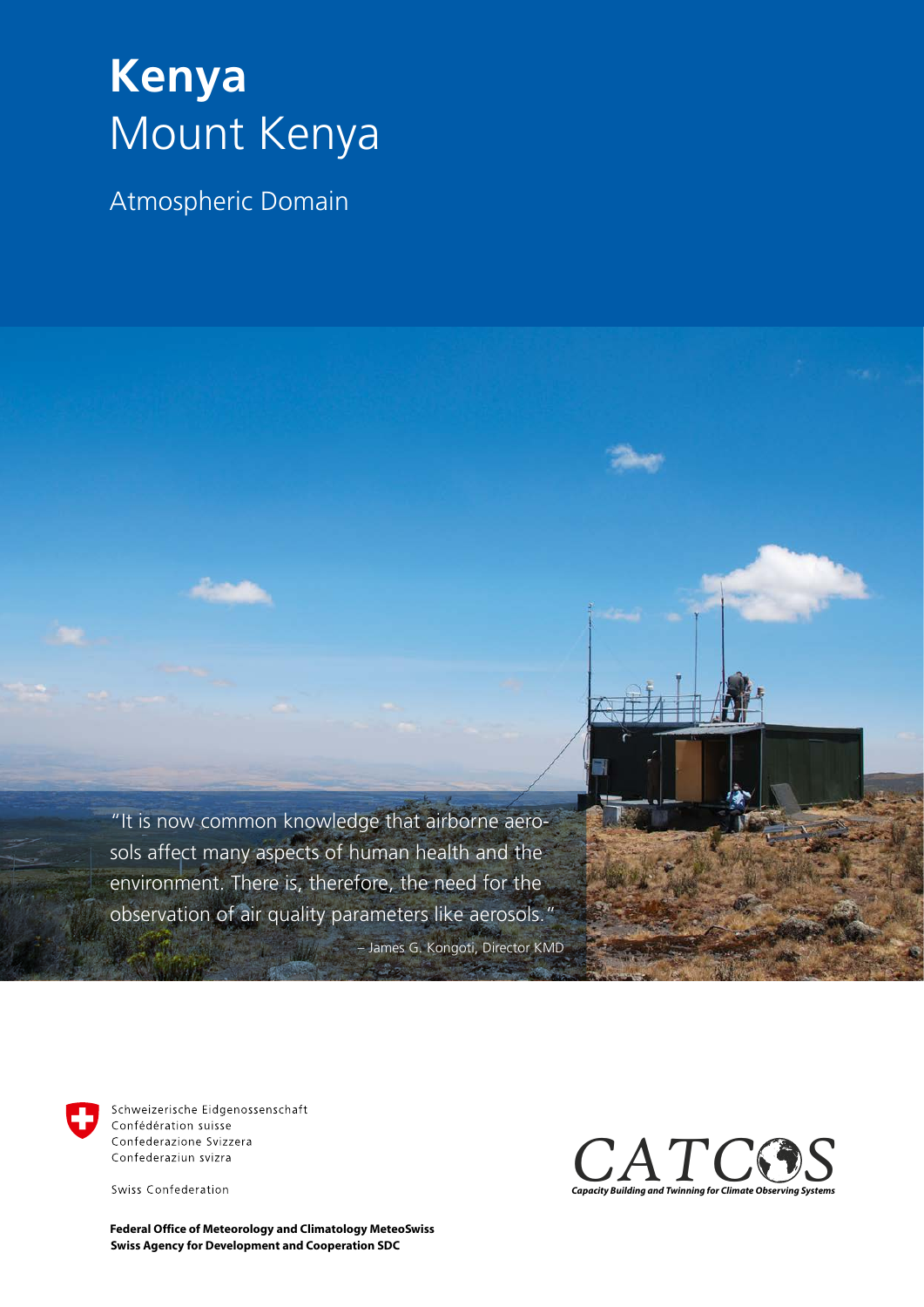# Kenya
## Mount Kenya

Atmospheric Domain

"It is now common knowledge that airborne aerosols affect many aspects of human health and the environment. There is, therefore, the need for the observation of air quality parameters like aerosols."

– James G. Kongoti, Director KMD

Schweizerische Eidgenossenschaft
Confédération suisse
Confederazione Svizzera
Confederaziun svizra

Swiss Confederation

**Federal Office of Meteorology and Climatology MeteoSwiss**
**Swiss Agency for Development and Cooperation SDC**

CATCOS

*Capacity Building and Twinning for Climate Observing Systems*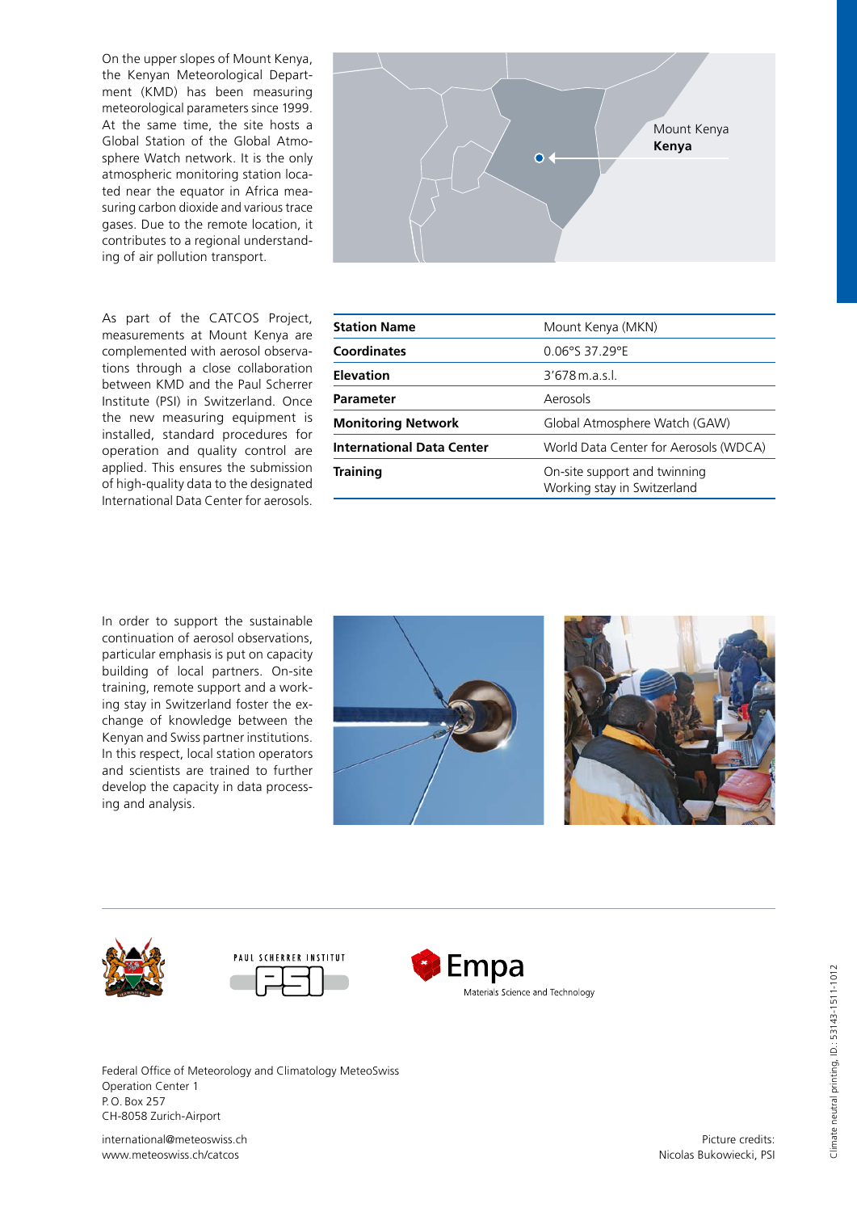On the upper slopes of Mount Kenya, the Kenyan Meteorological Department (KMD) has been measuring meteorological parameters since 1999. At the same time, the site hosts a Global Station of the Global Atmosphere Watch network. It is the only atmospheric monitoring station located near the equator in Africa measuring carbon dioxide and various trace gases. Due to the remote location, it contributes to a regional understanding of air pollution transport.

Mount Kenya
**Kenya**

As part of the CATCOS Project, measurements at Mount Kenya are complemented with aerosol observations through a close collaboration between KMD and the Paul Scherrer Institute (PSI) in Switzerland. Once the new measuring equipment is installed, standard procedures for operation and quality control are applied. This ensures the submission of high-quality data to the designated International Data Center for aerosols.

| | |
|---|---|
| **Station Name** | Mount Kenya (MKN) |
| **Coordinates** | 0.06°S 37.29°E |
| **Elevation** | 3'678 m.a.s.l. |
| **Parameter** | Aerosols |
| **Monitoring Network** | Global Atmosphere Watch (GAW) |
| **International Data Center** | World Data Center for Aerosols (WDCA) |
| **Training** | On-site support and twinning<br>Working stay in Switzerland |

In order to support the sustainable continuation of aerosol observations, particular emphasis is put on capacity building of local partners. On-site training, remote support and a working stay in Switzerland foster the exchange of knowledge between the Kenyan and Swiss partner institutions. In this respect, local station operators and scientists are trained to further develop the capacity in data processing and analysis.

PAUL SCHERRER INSTITUT

Empa
Materials Science and Technology

Federal Office of Meteorology and Climatology MeteoSwiss
Operation Center 1
P. O. Box 257
CH-8058 Zurich-Airport

international@meteoswiss.ch
www.meteoswiss.ch/catcos

Picture credits:
Nicolas Bukowiecki, PSI

Climate neutral printing, ID.: 53143-1511-1012